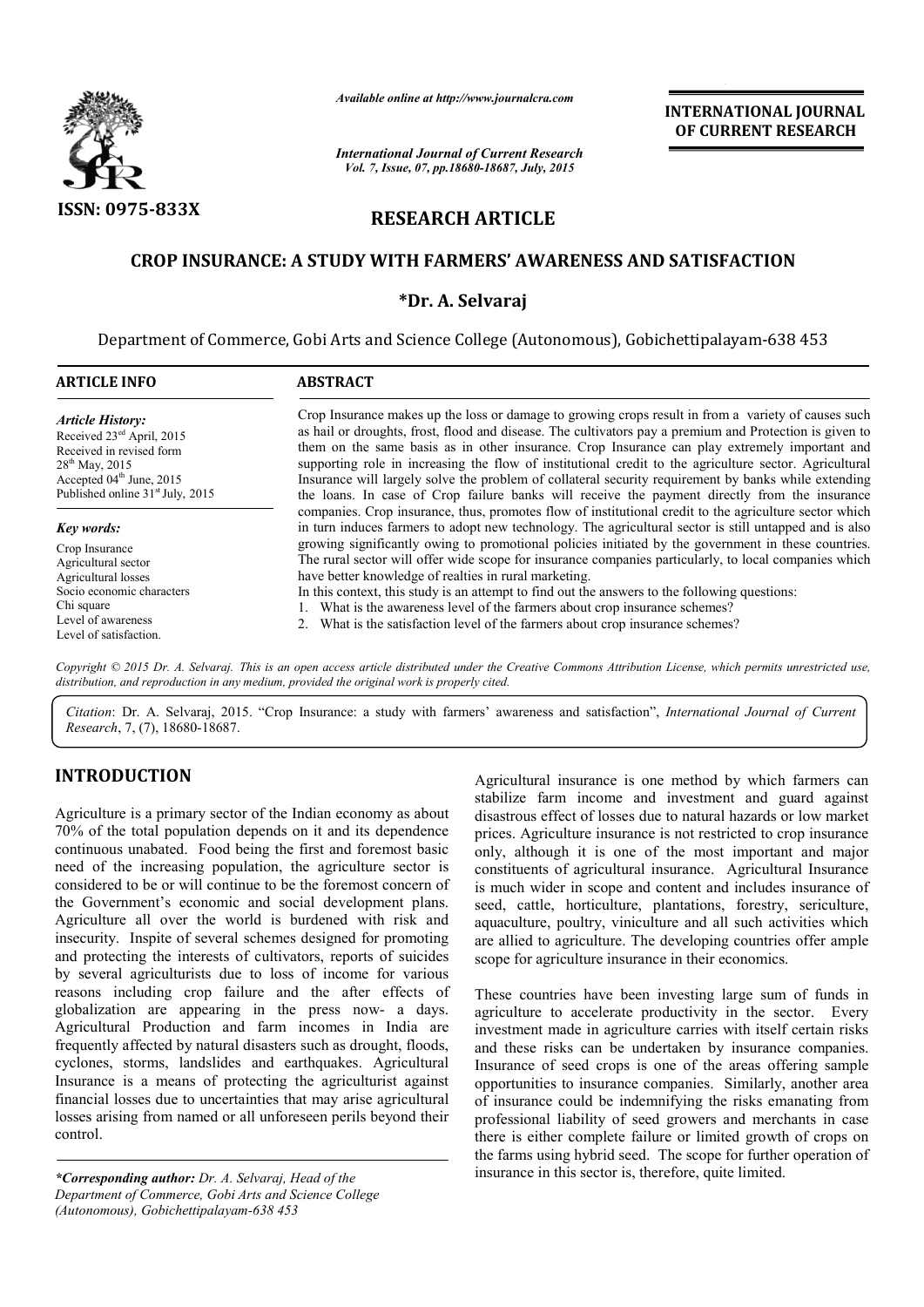*Available online at http://www.journalcra.com*

*International Journal of Current Research*
*Vol. 7, Issue, 07, pp.18680-18687, July, 2015*

**INTERNATIONAL JOURNAL OF CURRENT RESEARCH**

ISSN: 0975-833X

## RESEARCH ARTICLE

# CROP INSURANCE: A STUDY WITH FARMERS' AWARENESS AND SATISFACTION

**\*Dr. A. Selvaraj**

Department of Commerce, Gobi Arts and Science College (Autonomous), Gobichettipalayam-638 453

**ARTICLE INFO**

*Article History:*
Received 23rd April, 2015
Received in revised form
28th May, 2015
Accepted 04th June, 2015
Published online 31st July, 2015

*Key words:*
Crop Insurance
Agricultural sector
Agricultural losses
Socio economic characters
Chi square
Level of awareness
Level of satisfaction.

**ABSTRACT**

Crop Insurance makes up the loss or damage to growing crops result in from a variety of causes such as hail or droughts, frost, flood and disease. The cultivators pay a premium and Protection is given to them on the same basis as in other insurance. Crop Insurance can play extremely important and supporting role in increasing the flow of institutional credit to the agriculture sector. Agricultural Insurance will largely solve the problem of collateral security requirement by banks while extending the loans. In case of Crop failure banks will receive the payment directly from the insurance companies. Crop insurance, thus, promotes flow of institutional credit to the agriculture sector which in turn induces farmers to adopt new technology. The agricultural sector is still untapped and is also growing significantly owing to promotional policies initiated by the government in these countries. The rural sector will offer wide scope for insurance companies particularly, to local companies which have better knowledge of realties in rural marketing.

In this context, this study is an attempt to find out the answers to the following questions:

1. What is the awareness level of the farmers about crop insurance schemes?
2. What is the satisfaction level of the farmers about crop insurance schemes?

*Copyright © 2015 Dr. A. Selvaraj. This is an open access article distributed under the Creative Commons Attribution License, which permits unrestricted use, distribution, and reproduction in any medium, provided the original work is properly cited.*

*Citation*: Dr. A. Selvaraj, 2015. "Crop Insurance: a study with farmers' awareness and satisfaction", *International Journal of Current Research*, 7, (7), 18680-18687.

## INTRODUCTION

Agriculture is a primary sector of the Indian economy as about 70% of the total population depends on it and its dependence continuous unabated. Food being the first and foremost basic need of the increasing population, the agriculture sector is considered to be or will continue to be the foremost concern of the Government's economic and social development plans. Agriculture all over the world is burdened with risk and insecurity. Inspite of several schemes designed for promoting and protecting the interests of cultivators, reports of suicides by several agriculturists due to loss of income for various reasons including crop failure and the after effects of globalization are appearing in the press now- a days. Agricultural Production and farm incomes in India are frequently affected by natural disasters such as drought, floods, cyclones, storms, landslides and earthquakes. Agricultural Insurance is a means of protecting the agriculturist against financial losses due to uncertainties that may arise agricultural losses arising from named or all unforeseen perils beyond their control.

Agricultural insurance is one method by which farmers can stabilize farm income and investment and guard against disastrous effect of losses due to natural hazards or low market prices. Agriculture insurance is not restricted to crop insurance only, although it is one of the most important and major constituents of agricultural insurance. Agricultural Insurance is much wider in scope and content and includes insurance of seed, cattle, horticulture, plantations, forestry, sericulture, aquaculture, poultry, viniculture and all such activities which are allied to agriculture. The developing countries offer ample scope for agriculture insurance in their economics.

These countries have been investing large sum of funds in agriculture to accelerate productivity in the sector. Every investment made in agriculture carries with itself certain risks and these risks can be undertaken by insurance companies. Insurance of seed crops is one of the areas offering sample opportunities to insurance companies. Similarly, another area of insurance could be indemnifying the risks emanating from professional liability of seed growers and merchants in case there is either complete failure or limited growth of crops on the farms using hybrid seed. The scope for further operation of insurance in this sector is, therefore, quite limited.

*\*Corresponding author: Dr. A. Selvaraj, Head of the Department of Commerce, Gobi Arts and Science College (Autonomous), Gobichettipalayam-638 453*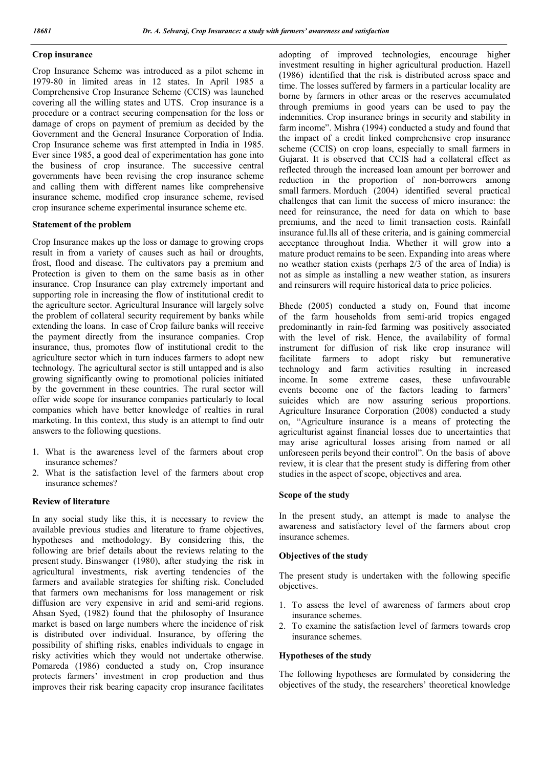## Crop insurance

Crop Insurance Scheme was introduced as a pilot scheme in 1979-80 in limited areas in 12 states. In April 1985 a Comprehensive Crop Insurance Scheme (CCIS) was launched covering all the willing states and UTS. Crop insurance is a procedure or a contract securing compensation for the loss or damage of crops on payment of premium as decided by the Government and the General Insurance Corporation of India. Crop Insurance scheme was first attempted in India in 1985. Ever since 1985, a good deal of experimentation has gone into the business of crop insurance. The successive central governments have been revising the crop insurance scheme and calling them with different names like comprehensive insurance scheme, modified crop insurance scheme, revised crop insurance scheme experimental insurance scheme etc.

## Statement of the problem

Crop Insurance makes up the loss or damage to growing crops result in from a variety of causes such as hail or droughts, frost, flood and disease. The cultivators pay a premium and Protection is given to them on the same basis as in other insurance. Crop Insurance can play extremely important and supporting role in increasing the flow of institutional credit to the agriculture sector. Agricultural Insurance will largely solve the problem of collateral security requirement by banks while extending the loans. In case of Crop failure banks will receive the payment directly from the insurance companies. Crop insurance, thus, promotes flow of institutional credit to the agriculture sector which in turn induces farmers to adopt new technology. The agricultural sector is still untapped and is also growing significantly owing to promotional policies initiated by the government in these countries. The rural sector will offer wide scope for insurance companies particularly to local companies which have better knowledge of realties in rural marketing. In this context, this study is an attempt to find outr answers to the following questions.

1. What is the awareness level of the farmers about crop insurance schemes?
2. What is the satisfaction level of the farmers about crop insurance schemes?

## Review of literature

In any social study like this, it is necessary to review the available previous studies and literature to frame objectives, hypotheses and methodology. By considering this, the following are brief details about the reviews relating to the present study. Binswanger (1980), after studying the risk in agricultural investments, risk averting tendencies of the farmers and available strategies for shifting risk. Concluded that farmers own mechanisms for loss management or risk diffusion are very expensive in arid and semi-arid regions. Ahsan Syed, (1982) found that the philosophy of Insurance market is based on large numbers where the incidence of risk is distributed over individual. Insurance, by offering the possibility of shifting risks, enables individuals to engage in risky activities which they would not undertake otherwise. Pomareda (1986) conducted a study on, Crop insurance protects farmers' investment in crop production and thus improves their risk bearing capacity crop insurance facilitates adopting of improved technologies, encourage higher investment resulting in higher agricultural production. Hazell (1986) identified that the risk is distributed across space and time. The losses suffered by farmers in a particular locality are borne by farmers in other areas or the reserves accumulated through premiums in good years can be used to pay the indemnities. Crop insurance brings in security and stability in farm income". Mishra (1994) conducted a study and found that the impact of a credit linked comprehensive crop insurance scheme (CCIS) on crop loans, especially to small farmers in Gujarat. It is observed that CCIS had a collateral effect as reflected through the increased loan amount per borrower and reduction in the proportion of non-borrowers among small farmers. Morduch (2004) identified several practical challenges that can limit the success of micro insurance: the need for reinsurance, the need for data on which to base premiums, and the need to limit transaction costs. Rainfall insurance ful.lls all of these criteria, and is gaining commercial acceptance throughout India. Whether it will grow into a mature product remains to be seen. Expanding into areas where no weather station exists (perhaps 2/3 of the area of India) is not as simple as installing a new weather station, as insurers and reinsurers will require historical data to price policies.

Bhede (2005) conducted a study on, Found that income of the farm households from semi-arid tropics engaged predominantly in rain-fed farming was positively associated with the level of risk. Hence, the availability of formal instrument for diffusion of risk like crop insurance will facilitate farmers to adopt risky but remunerative technology and farm activities resulting in increased income. In some extreme cases, these unfavourable events become one of the factors leading to farmers' suicides which are now assuring serious proportions. Agriculture Insurance Corporation (2008) conducted a study on, "Agriculture insurance is a means of protecting the agriculturist against financial losses due to uncertainties that may arise agricultural losses arising from named or all unforeseen perils beyond their control". On the basis of above review, it is clear that the present study is differing from other studies in the aspect of scope, objectives and area.

## Scope of the study

In the present study, an attempt is made to analyse the awareness and satisfactory level of the farmers about crop insurance schemes.

## Objectives of the study

The present study is undertaken with the following specific objectives.

1. To assess the level of awareness of farmers about crop insurance schemes.
2. To examine the satisfaction level of farmers towards crop insurance schemes.

## Hypotheses of the study

The following hypotheses are formulated by considering the objectives of the study, the researchers' theoretical knowledge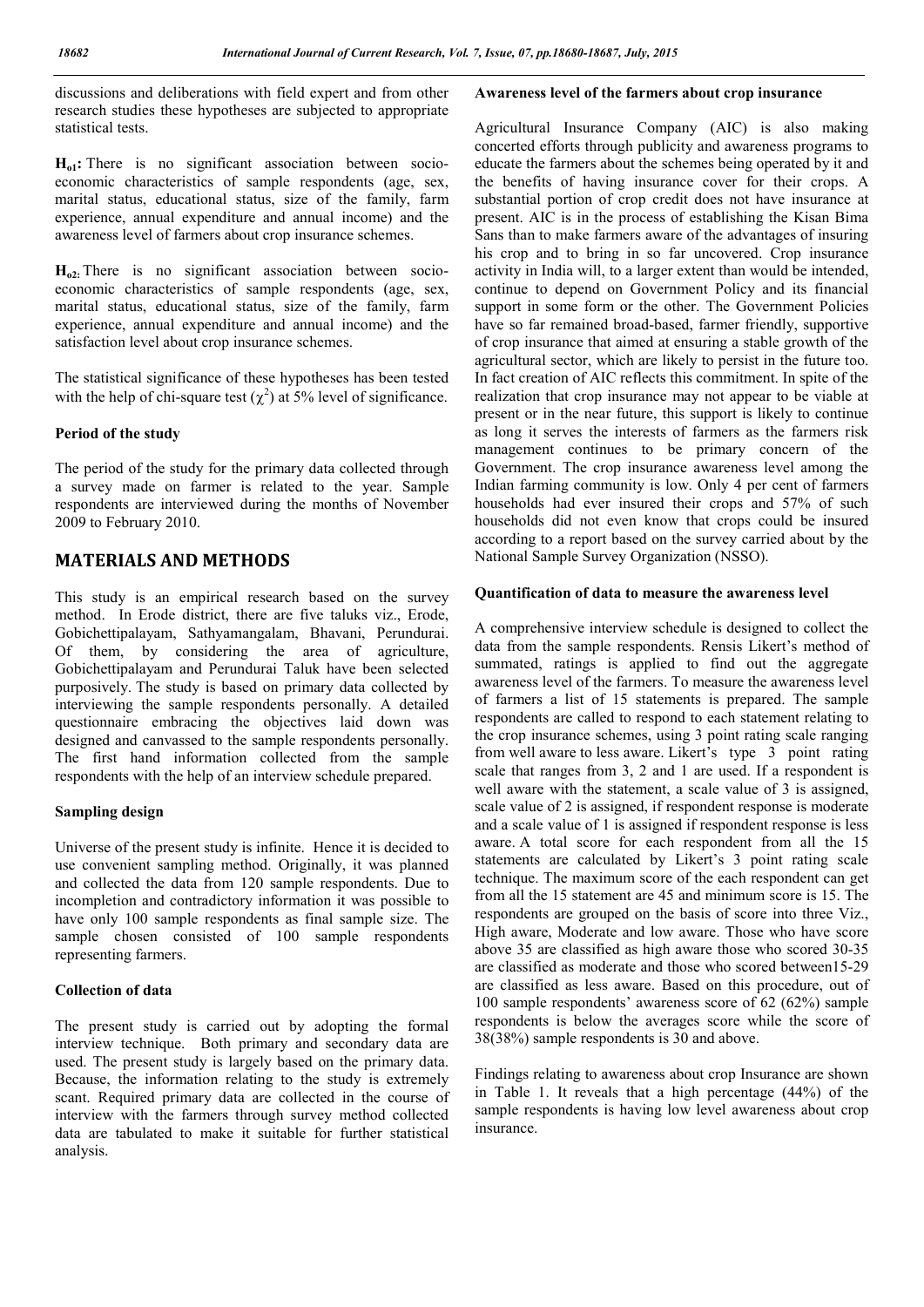discussions and deliberations with field expert and from other research studies these hypotheses are subjected to appropriate statistical tests.

**$H_{o1}$:** There is no significant association between socio-economic characteristics of sample respondents (age, sex, marital status, educational status, size of the family, farm experience, annual expenditure and annual income) and the awareness level of farmers about crop insurance schemes.

**$H_{o2}$:** There is no significant association between socio-economic characteristics of sample respondents (age, sex, marital status, educational status, size of the family, farm experience, annual expenditure and annual income) and the satisfaction level about crop insurance schemes.

The statistical significance of these hypotheses has been tested with the help of chi-square test ($\chi^2$) at 5% level of significance.

### Period of the study

The period of the study for the primary data collected through a survey made on farmer is related to the year. Sample respondents are interviewed during the months of November 2009 to February 2010.

## MATERIALS AND METHODS

This study is an empirical research based on the survey method. In Erode district, there are five taluks viz., Erode, Gobichettipalayam, Sathyamangalam, Bhavani, Perundurai. Of them, by considering the area of agriculture, Gobichettipalayam and Perundurai Taluk have been selected purposively. The study is based on primary data collected by interviewing the sample respondents personally. A detailed questionnaire embracing the objectives laid down was designed and canvassed to the sample respondents personally. The first hand information collected from the sample respondents with the help of an interview schedule prepared.

### Sampling design

Universe of the present study is infinite. Hence it is decided to use convenient sampling method. Originally, it was planned and collected the data from 120 sample respondents. Due to incompletion and contradictory information it was possible to have only 100 sample respondents as final sample size. The sample chosen consisted of 100 sample respondents representing farmers.

### Collection of data

The present study is carried out by adopting the formal interview technique. Both primary and secondary data are used. The present study is largely based on the primary data. Because, the information relating to the study is extremely scant. Required primary data are collected in the course of interview with the farmers through survey method collected data are tabulated to make it suitable for further statistical analysis.

### Awareness level of the farmers about crop insurance

Agricultural Insurance Company (AIC) is also making concerted efforts through publicity and awareness programs to educate the farmers about the schemes being operated by it and the benefits of having insurance cover for their crops. A substantial portion of crop credit does not have insurance at present. AIC is in the process of establishing the Kisan Bima Sans than to make farmers aware of the advantages of insuring his crop and to bring in so far uncovered. Crop insurance activity in India will, to a larger extent than would be intended, continue to depend on Government Policy and its financial support in some form or the other. The Government Policies have so far remained broad-based, farmer friendly, supportive of crop insurance that aimed at ensuring a stable growth of the agricultural sector, which are likely to persist in the future too. In fact creation of AIC reflects this commitment. In spite of the realization that crop insurance may not appear to be viable at present or in the near future, this support is likely to continue as long it serves the interests of farmers as the farmers risk management continues to be primary concern of the Government. The crop insurance awareness level among the Indian farming community is low. Only 4 per cent of farmers households had ever insured their crops and 57% of such households did not even know that crops could be insured according to a report based on the survey carried about by the National Sample Survey Organization (NSSO).

### Quantification of data to measure the awareness level

A comprehensive interview schedule is designed to collect the data from the sample respondents. Rensis Likert's method of summated, ratings is applied to find out the aggregate awareness level of the farmers. To measure the awareness level of farmers a list of 15 statements is prepared. The sample respondents are called to respond to each statement relating to the crop insurance schemes, using 3 point rating scale ranging from well aware to less aware. Likert's type 3 point rating scale that ranges from 3, 2 and 1 are used. If a respondent is well aware with the statement, a scale value of 3 is assigned, scale value of 2 is assigned, if respondent response is moderate and a scale value of 1 is assigned if respondent response is less aware. A total score for each respondent from all the 15 statements are calculated by Likert's 3 point rating scale technique. The maximum score of the each respondent can get from all the 15 statement are 45 and minimum score is 15. The respondents are grouped on the basis of score into three Viz., High aware, Moderate and low aware. Those who have score above 35 are classified as high aware those who scored 30-35 are classified as moderate and those who scored between15-29 are classified as less aware. Based on this procedure, out of 100 sample respondents' awareness score of 62 (62%) sample respondents is below the averages score while the score of 38(38%) sample respondents is 30 and above.

Findings relating to awareness about crop Insurance are shown in Table 1. It reveals that a high percentage (44%) of the sample respondents is having low level awareness about crop insurance.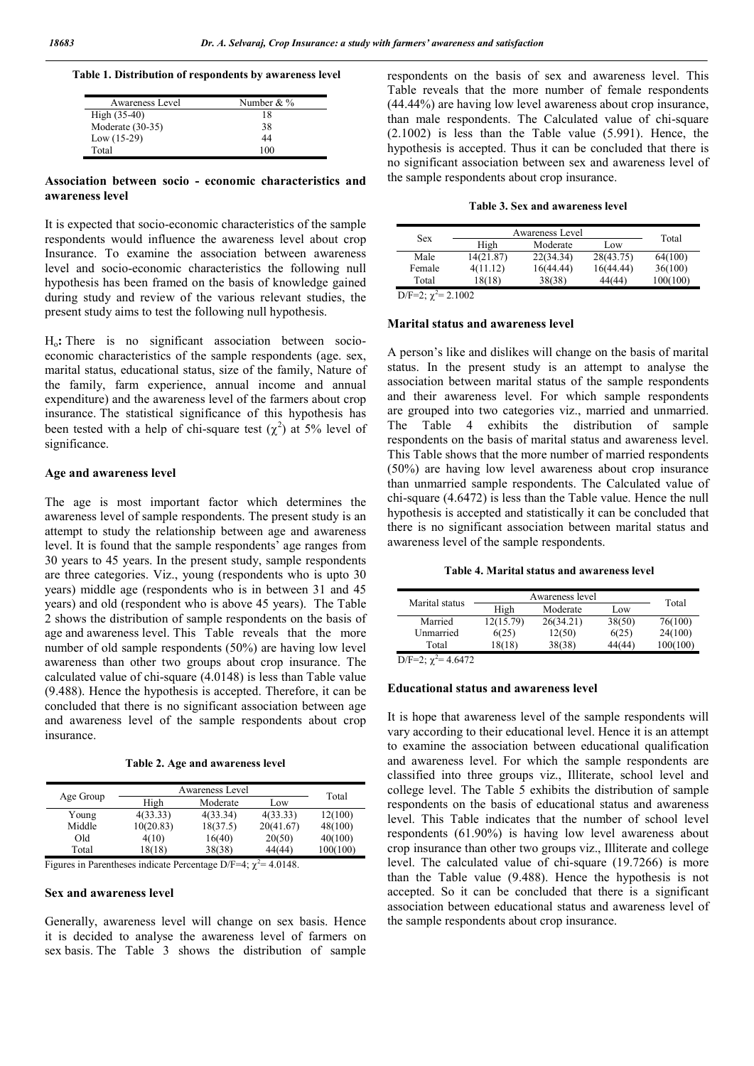**Table 1. Distribution of respondents by awareness level**

| Awareness Level | Number & % |
|---|---|
| High (35-40) | 18 |
| Moderate (30-35) | 38 |
| Low (15-29) | 44 |
| Total | 100 |

### Association between socio - economic characteristics and awareness level

It is expected that socio-economic characteristics of the sample respondents would influence the awareness level about crop Insurance. To examine the association between awareness level and socio-economic characteristics the following null hypothesis has been framed on the basis of knowledge gained during study and review of the various relevant studies, the present study aims to test the following null hypothesis.

$H_o$**:** There is no significant association between socio-economic characteristics of the sample respondents (age. sex, marital status, educational status, size of the family, Nature of the family, farm experience, annual income and annual expenditure) and the awareness level of the farmers about crop insurance. The statistical significance of this hypothesis has been tested with a help of chi-square test ($\chi^2$) at 5% level of significance.

### Age and awareness level

The age is most important factor which determines the awareness level of sample respondents. The present study is an attempt to study the relationship between age and awareness level. It is found that the sample respondents' age ranges from 30 years to 45 years. In the present study, sample respondents are three categories. Viz., young (respondents who is upto 30 years) middle age (respondents who is in between 31 and 45 years) and old (respondent who is above 45 years). The Table 2 shows the distribution of sample respondents on the basis of age and awareness level. This Table reveals that the more number of old sample respondents (50%) are having low level awareness than other two groups about crop insurance. The calculated value of chi-square (4.0148) is less than Table value (9.488). Hence the hypothesis is accepted. Therefore, it can be concluded that there is no significant association between age and awareness level of the sample respondents about crop insurance.

**Table 2. Age and awareness level**

| Age Group | Awareness Level | | | Total |
|---|---|---|---|---|
| | High | Moderate | Low | |
| Young | 4(33.33) | 4(33.34) | 4(33.33) | 12(100) |
| Middle | 10(20.83) | 18(37.5) | 20(41.67) | 48(100) |
| Old | 4(10) | 16(40) | 20(50) | 40(100) |
| Total | 18(18) | 38(38) | 44(44) | 100(100) |

Figures in Parentheses indicate Percentage D/F=4; $\chi^2$= 4.0148.

### Sex and awareness level

Generally, awareness level will change on sex basis. Hence it is decided to analyse the awareness level of farmers on sex basis. The Table 3 shows the distribution of sample respondents on the basis of sex and awareness level. This Table reveals that the more number of female respondents (44.44%) are having low level awareness about crop insurance, than male respondents. The Calculated value of chi-square (2.1002) is less than the Table value (5.991). Hence, the hypothesis is accepted. Thus it can be concluded that there is no significant association between sex and awareness level of the sample respondents about crop insurance.

**Table 3. Sex and awareness level**

| Sex | Awareness Level | | | Total |
|---|---|---|---|---|
| | High | Moderate | Low | |
| Male | 14(21.87) | 22(34.34) | 28(43.75) | 64(100) |
| Female | 4(11.12) | 16(44.44) | 16(44.44) | 36(100) |
| Total | 18(18) | 38(38) | 44(44) | 100(100) |

D/F=2; $\chi^2$= 2.1002

### Marital status and awareness level

A person's like and dislikes will change on the basis of marital status. In the present study is an attempt to analyse the association between marital status of the sample respondents and their awareness level. For which sample respondents are grouped into two categories viz., married and unmarried. The Table 4 exhibits the distribution of sample respondents on the basis of marital status and awareness level. This Table shows that the more number of married respondents (50%) are having low level awareness about crop insurance than unmarried sample respondents. The Calculated value of chi-square (4.6472) is less than the Table value. Hence the null hypothesis is accepted and statistically it can be concluded that there is no significant association between marital status and awareness level of the sample respondents.

**Table 4. Marital status and awareness level**

| Marital status | Awareness level | | | Total |
|---|---|---|---|---|
| | High | Moderate | Low | |
| Married | 12(15.79) | 26(34.21) | 38(50) | 76(100) |
| Unmarried | 6(25) | 12(50) | 6(25) | 24(100) |
| Total | 18(18) | 38(38) | 44(44) | 100(100) |

D/F=2; $\chi^2$= 4.6472

### Educational status and awareness level

It is hope that awareness level of the sample respondents will vary according to their educational level. Hence it is an attempt to examine the association between educational qualification and awareness level. For which the sample respondents are classified into three groups viz., Illiterate, school level and college level. The Table 5 exhibits the distribution of sample respondents on the basis of educational status and awareness level. This Table indicates that the number of school level respondents (61.90%) is having low level awareness about crop insurance than other two groups viz., Illiterate and college level. The calculated value of chi-square (19.7266) is more than the Table value (9.488). Hence the hypothesis is not accepted. So it can be concluded that there is a significant association between educational status and awareness level of the sample respondents about crop insurance.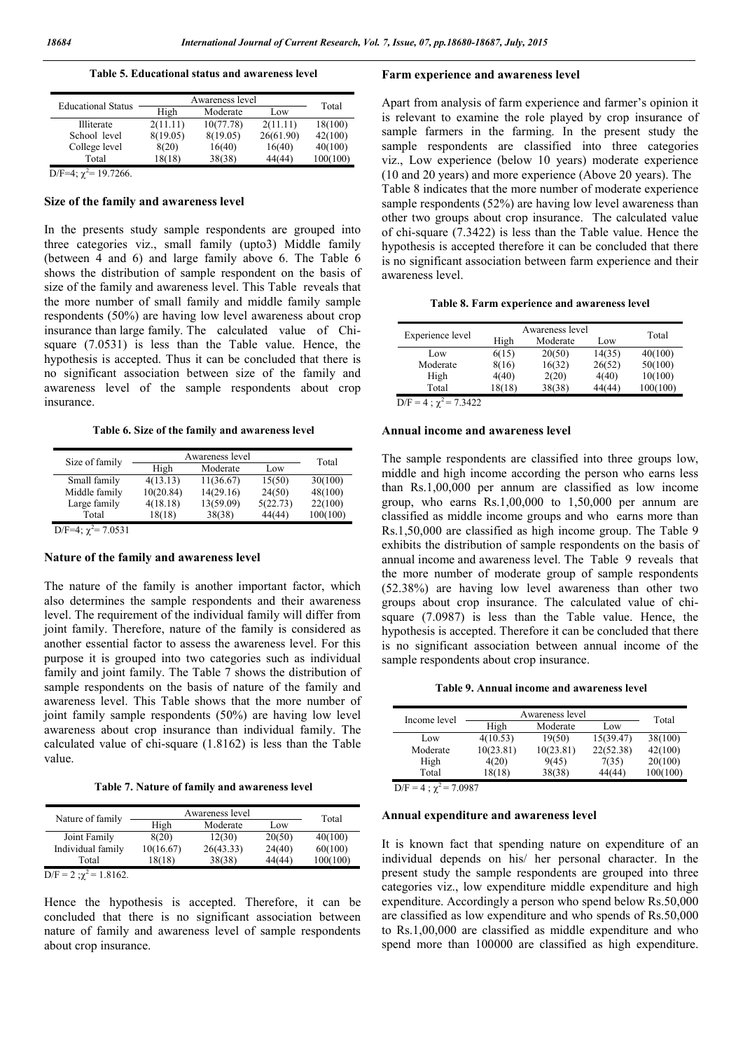**Table 5. Educational status and awareness level**

| Educational Status | Awareness level | | | Total |
|---|---|---|---|---|
| | High | Moderate | Low | |
| Illiterate | 2(11.11) | 10(77.78) | 2(11.11) | 18(100) |
| School level | 8(19.05) | 8(19.05) | 26(61.90) | 42(100) |
| College level | 8(20) | 16(40) | 16(40) | 40(100) |
| Total | 18(18) | 38(38) | 44(44) | 100(100) |

D/F=4; $\chi^2$= 19.7266.

### Size of the family and awareness level

In the presents study sample respondents are grouped into three categories viz., small family (upto3) Middle family (between 4 and 6) and large family above 6. The Table 6 shows the distribution of sample respondent on the basis of size of the family and awareness level. This Table reveals that the more number of small family and middle family sample respondents (50%) are having low level awareness about crop insurance than large family. The calculated value of Chi-square (7.0531) is less than the Table value. Hence, the hypothesis is accepted. Thus it can be concluded that there is no significant association between size of the family and awareness level of the sample respondents about crop insurance.

**Table 6. Size of the family and awareness level**

| Size of family | Awareness level | | | Total |
|---|---|---|---|---|
| | High | Moderate | Low | |
| Small family | 4(13.13) | 11(36.67) | 15(50) | 30(100) |
| Middle family | 10(20.84) | 14(29.16) | 24(50) | 48(100) |
| Large family | 4(18.18) | 13(59.09) | 5(22.73) | 22(100) |
| Total | 18(18) | 38(38) | 44(44) | 100(100) |

D/F=4; $\chi^2$= 7.0531

### Nature of the family and awareness level

The nature of the family is another important factor, which also determines the sample respondents and their awareness level. The requirement of the individual family will differ from joint family. Therefore, nature of the family is considered as another essential factor to assess the awareness level. For this purpose it is grouped into two categories such as individual family and joint family. The Table 7 shows the distribution of sample respondents on the basis of nature of the family and awareness level. This Table shows that the more number of joint family sample respondents (50%) are having low level awareness about crop insurance than individual family. The calculated value of chi-square (1.8162) is less than the Table value.

**Table 7. Nature of family and awareness level**

| Nature of family | Awareness level | | | Total |
|---|---|---|---|---|
| | High | Moderate | Low | |
| Joint Family | 8(20) | 12(30) | 20(50) | 40(100) |
| Individual family | 10(16.67) | 26(43.33) | 24(40) | 60(100) |
| Total | 18(18) | 38(38) | 44(44) | 100(100) |

D/F = 2 ;$\chi^2$ = 1.8162.

Hence the hypothesis is accepted. Therefore, it can be concluded that there is no significant association between nature of family and awareness level of sample respondents about crop insurance.

### Farm experience and awareness level

Apart from analysis of farm experience and farmer's opinion it is relevant to examine the role played by crop insurance of sample farmers in the farming. In the present study the sample respondents are classified into three categories viz., Low experience (below 10 years) moderate experience (10 and 20 years) and more experience (Above 20 years). The Table 8 indicates that the more number of moderate experience sample respondents (52%) are having low level awareness than other two groups about crop insurance. The calculated value of chi-square (7.3422) is less than the Table value. Hence the hypothesis is accepted therefore it can be concluded that there is no significant association between farm experience and their awareness level.

**Table 8. Farm experience and awareness level**

| Experience level | Awareness level | | | Total |
|---|---|---|---|---|
| | High | Moderate | Low | |
| Low | 6(15) | 20(50) | 14(35) | 40(100) |
| Moderate | 8(16) | 16(32) | 26(52) | 50(100) |
| High | 4(40) | 2(20) | 4(40) | 10(100) |
| Total | 18(18) | 38(38) | 44(44) | 100(100) |

D/F = 4 ; $\chi^2$ = 7.3422

### Annual income and awareness level

The sample respondents are classified into three groups low, middle and high income according the person who earns less than Rs.1,00,000 per annum are classified as low income group, who earns Rs.1,00,000 to 1,50,000 per annum are classified as middle income groups and who earns more than Rs.1,50,000 are classified as high income group. The Table 9 exhibits the distribution of sample respondents on the basis of annual income and awareness level. The Table 9 reveals that the more number of moderate group of sample respondents (52.38%) are having low level awareness than other two groups about crop insurance. The calculated value of chi-square (7.0987) is less than the Table value. Hence, the hypothesis is accepted. Therefore it can be concluded that there is no significant association between annual income of the sample respondents about crop insurance.

**Table 9. Annual income and awareness level**

| Income level | Awareness level | | | Total |
|---|---|---|---|---|
| | High | Moderate | Low | |
| Low | 4(10.53) | 19(50) | 15(39.47) | 38(100) |
| Moderate | 10(23.81) | 10(23.81) | 22(52.38) | 42(100) |
| High | 4(20) | 9(45) | 7(35) | 20(100) |
| Total | 18(18) | 38(38) | 44(44) | 100(100) |

D/F = 4 ; $\chi^2$ = 7.0987

### Annual expenditure and awareness level

It is known fact that spending nature on expenditure of an individual depends on his/ her personal character. In the present study the sample respondents are grouped into three categories viz., low expenditure middle expenditure and high expenditure. Accordingly a person who spend below Rs.50,000 are classified as low expenditure and who spends of Rs.50,000 to Rs.1,00,000 are classified as middle expenditure and who spend more than 100000 are classified as high expenditure.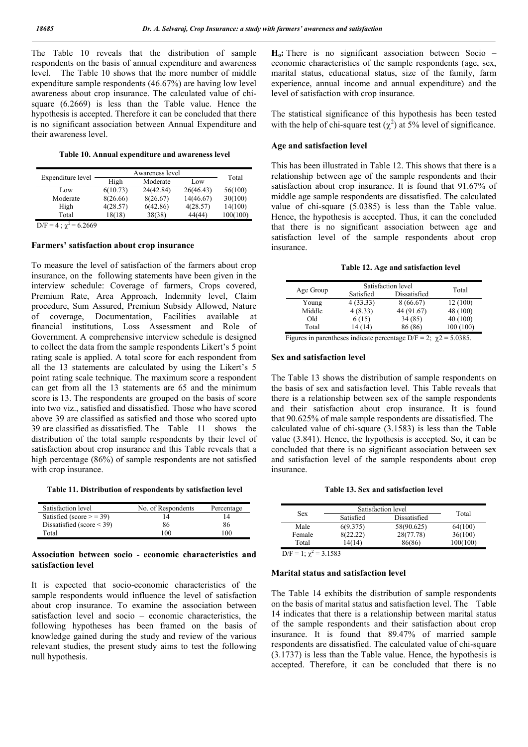The Table 10 reveals that the distribution of sample respondents on the basis of annual expenditure and awareness level. The Table 10 shows that the more number of middle expenditure sample respondents (46.67%) are having low level awareness about crop insurance. The calculated value of chi-square (6.2669) is less than the Table value. Hence the hypothesis is accepted. Therefore it can be concluded that there is no significant association between Annual Expenditure and their awareness level.

**Table 10. Annual expenditure and awareness level**

| Expenditure level | Awareness level | | | Total |
|---|---|---|---|---|
| | High | Moderate | Low | |
| Low | 6(10.73) | 24(42.84) | 26(46.43) | 56(100) |
| Moderate | 8(26.66) | 8(26.67) | 14(46.67) | 30(100) |
| High | 4(28.57) | 6(42.86) | 4(28.57) | 14(100) |
| Total | 18(18) | 38(38) | 44(44) | 100(100) |

D/F = 4 ; $\chi^2$ = 6.2669

### Farmers' satisfaction about crop insurance

To measure the level of satisfaction of the farmers about crop insurance, on the following statements have been given in the interview schedule: Coverage of farmers, Crops covered, Premium Rate, Area Approach, Indemnity level, Claim procedure, Sum Assured, Premium Subsidy Allowed, Nature of coverage, Documentation, Facilities available at financial institutions, Loss Assessment and Role of Government. A comprehensive interview schedule is designed to collect the data from the sample respondents Likert's 5 point rating scale is applied. A total score for each respondent from all the 13 statements are calculated by using the Likert's 5 point rating scale technique. The maximum score a respondent can get from all the 13 statements are 65 and the minimum score is 13. The respondents are grouped on the basis of score into two viz., satisfied and dissatisfied. Those who have scored above 39 are classified as satisfied and those who scored upto 39 are classified as dissatisfied. The Table 11 shows the distribution of the total sample respondents by their level of satisfaction about crop insurance and this Table reveals that a high percentage (86%) of sample respondents are not satisfied with crop insurance.

**Table 11. Distribution of respondents by satisfaction level**

| Satisfaction level | No. of Respondents | Percentage |
|---|---|---|
| Satisfied (score > = 39) | 14 | 14 |
| Dissatisfied (score < 39) | 86 | 86 |
| Total | 100 | 100 |

### Association between socio - economic characteristics and satisfaction level

It is expected that socio-economic characteristics of the sample respondents would influence the level of satisfaction about crop insurance. To examine the association between satisfaction level and socio – economic characteristics, the following hypotheses has been framed on the basis of knowledge gained during the study and review of the various relevant studies, the present study aims to test the following null hypothesis.

**$H_o$:** There is no significant association between Socio – economic characteristics of the sample respondents (age, sex, marital status, educational status, size of the family, farm experience, annual income and annual expenditure) and the level of satisfaction with crop insurance.

The statistical significance of this hypothesis has been tested with the help of chi-square test ($\chi^2$) at 5% level of significance.

### Age and satisfaction level

This has been illustrated in Table 12. This shows that there is a relationship between age of the sample respondents and their satisfaction about crop insurance. It is found that 91.67% of middle age sample respondents are dissatisfied. The calculated value of chi-square (5.0385) is less than the Table value. Hence, the hypothesis is accepted. Thus, it can the concluded that there is no significant association between age and satisfaction level of the sample respondents about crop insurance.

**Table 12. Age and satisfaction level**

| Age Group | Satisfaction level | | Total |
|---|---|---|---|
| | Satisfied | Dissatisfied | |
| Young | 4 (33.33) | 8 (66.67) | 12 (100) |
| Middle | 4 (8.33) | 44 (91.67) | 48 (100) |
| Old | 6 (15) | 34 (85) | 40 (100) |
| Total | 14 (14) | 86 (86) | 100 (100) |

Figures in parentheses indicate percentage D/F = 2; $\chi2$ = 5.0385.

### Sex and satisfaction level

The Table 13 shows the distribution of sample respondents on the basis of sex and satisfaction level. This Table reveals that there is a relationship between sex of the sample respondents and their satisfaction about crop insurance. It is found that 90.625% of male sample respondents are dissatisfied. The calculated value of chi-square (3.1583) is less than the Table value (3.841). Hence, the hypothesis is accepted. So, it can be concluded that there is no significant association between sex and satisfaction level of the sample respondents about crop insurance.

**Table 13. Sex and satisfaction level**

| Sex | Satisfaction level | | Total |
|---|---|---|---|
| | Satisfied | Dissatisfied | |
| Male | 6(9.375) | 58(90.625) | 64(100) |
| Female | 8(22.22) | 28(77.78) | 36(100) |
| Total | 14(14) | 86(86) | 100(100) |

D/F = 1; $\chi^2$ = 3.1583

### Marital status and satisfaction level

The Table 14 exhibits the distribution of sample respondents on the basis of marital status and satisfaction level. The Table 14 indicates that there is a relationship between marital status of the sample respondents and their satisfaction about crop insurance. It is found that 89.47% of married sample respondents are dissatisfied. The calculated value of chi-square (3.1737) is less than the Table value. Hence, the hypothesis is accepted. Therefore, it can be concluded that there is no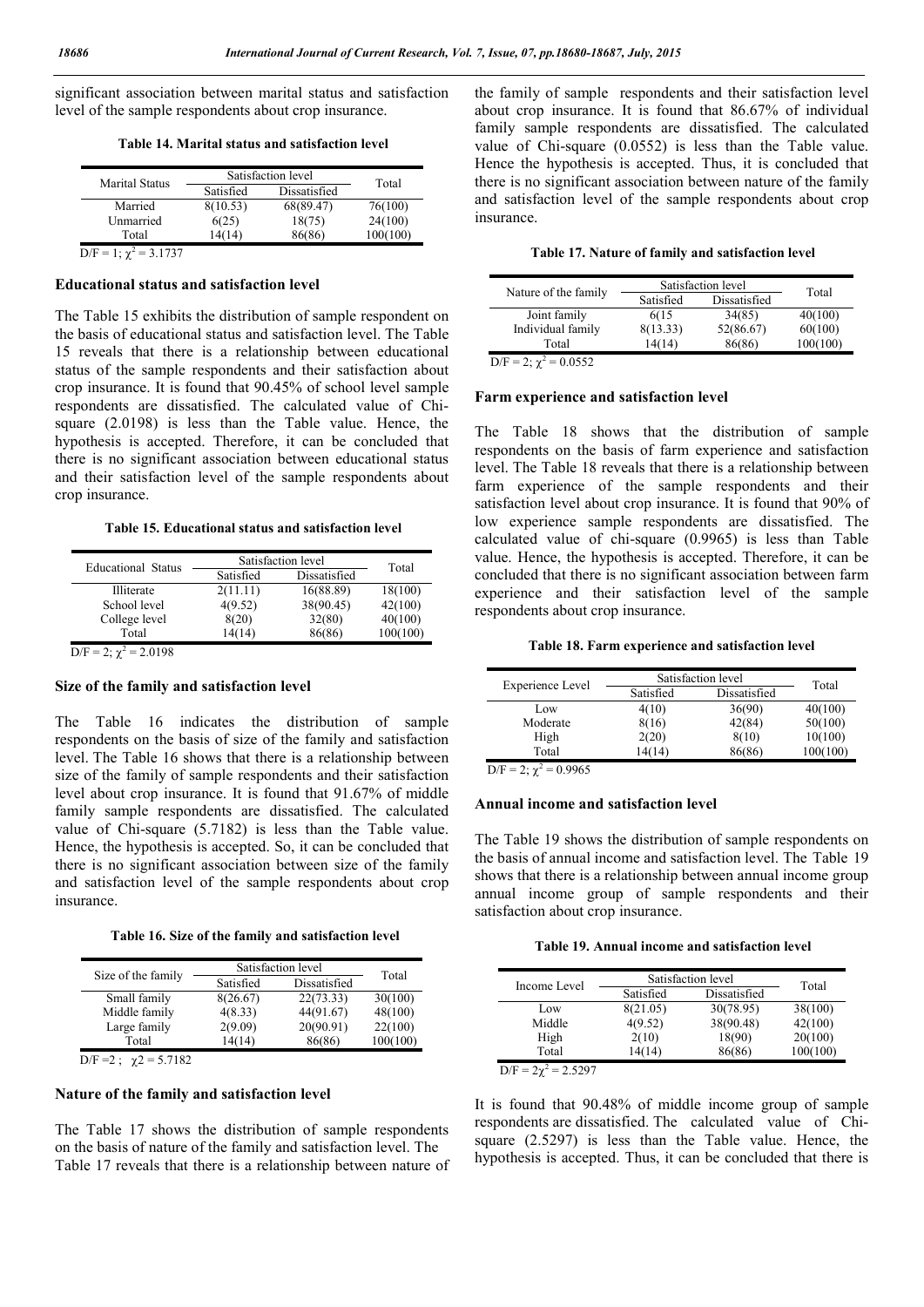significant association between marital status and satisfaction level of the sample respondents about crop insurance.

**Table 14. Marital status and satisfaction level**

| Marital Status | Satisfaction level | | Total |
|---|---|---|---|
| | Satisfied | Dissatisfied | |
| Married | 8(10.53) | 68(89.47) | 76(100) |
| Unmarried | 6(25) | 18(75) | 24(100) |
| Total | 14(14) | 86(86) | 100(100) |

D/F = 1; $\chi^2$ = 3.1737

### Educational status and satisfaction level

The Table 15 exhibits the distribution of sample respondent on the basis of educational status and satisfaction level. The Table 15 reveals that there is a relationship between educational status of the sample respondents and their satisfaction about crop insurance. It is found that 90.45% of school level sample respondents are dissatisfied. The calculated value of Chi-square (2.0198) is less than the Table value. Hence, the hypothesis is accepted. Therefore, it can be concluded that there is no significant association between educational status and their satisfaction level of the sample respondents about crop insurance.

**Table 15. Educational status and satisfaction level**

| Educational Status | Satisfaction level | | Total |
|---|---|---|---|
| | Satisfied | Dissatisfied | |
| Illiterate | 2(11.11) | 16(88.89) | 18(100) |
| School level | 4(9.52) | 38(90.45) | 42(100) |
| College level | 8(20) | 32(80) | 40(100) |
| Total | 14(14) | 86(86) | 100(100) |

D/F = 2; $\chi^2$ = 2.0198

### Size of the family and satisfaction level

The Table 16 indicates the distribution of sample respondents on the basis of size of the family and satisfaction level. The Table 16 shows that there is a relationship between size of the family of sample respondents and their satisfaction level about crop insurance. It is found that 91.67% of middle family sample respondents are dissatisfied. The calculated value of Chi-square (5.7182) is less than the Table value. Hence, the hypothesis is accepted. So, it can be concluded that there is no significant association between size of the family and satisfaction level of the sample respondents about crop insurance.

**Table 16. Size of the family and satisfaction level**

| Size of the family | Satisfaction level | | Total |
|---|---|---|---|
| | Satisfied | Dissatisfied | |
| Small family | 8(26.67) | 22(73.33) | 30(100) |
| Middle family | 4(8.33) | 44(91.67) | 48(100) |
| Large family | 2(9.09) | 20(90.91) | 22(100) |
| Total | 14(14) | 86(86) | 100(100) |

D/F =2 ; $\chi2$ = 5.7182

### Nature of the family and satisfaction level

The Table 17 shows the distribution of sample respondents on the basis of nature of the family and satisfaction level. The Table 17 reveals that there is a relationship between nature of the family of sample respondents and their satisfaction level about crop insurance. It is found that 86.67% of individual family sample respondents are dissatisfied. The calculated value of Chi-square (0.0552) is less than the Table value. Hence the hypothesis is accepted. Thus, it is concluded that there is no significant association between nature of the family and satisfaction level of the sample respondents about crop insurance.

**Table 17. Nature of family and satisfaction level**

| Nature of the family | Satisfaction level | | Total |
|---|---|---|---|
| | Satisfied | Dissatisfied | |
| Joint family | 6(15 | 34(85) | 40(100) |
| Individual family | 8(13.33) | 52(86.67) | 60(100) |
| Total | 14(14) | 86(86) | 100(100) |

D/F = 2; $\chi^2$ = 0.0552

### Farm experience and satisfaction level

The Table 18 shows that the distribution of sample respondents on the basis of farm experience and satisfaction level. The Table 18 reveals that there is a relationship between farm experience of the sample respondents and their satisfaction level about crop insurance. It is found that 90% of low experience sample respondents are dissatisfied. The calculated value of chi-square (0.9965) is less than Table value. Hence, the hypothesis is accepted. Therefore, it can be concluded that there is no significant association between farm experience and their satisfaction level of the sample respondents about crop insurance.

**Table 18. Farm experience and satisfaction level**

| Experience Level | Satisfaction level | | Total |
|---|---|---|---|
| | Satisfied | Dissatisfied | |
| Low | 4(10) | 36(90) | 40(100) |
| Moderate | 8(16) | 42(84) | 50(100) |
| High | 2(20) | 8(10) | 10(100) |
| Total | 14(14) | 86(86) | 100(100) |

D/F = 2; $\chi^2$ = 0.9965

### Annual income and satisfaction level

The Table 19 shows the distribution of sample respondents on the basis of annual income and satisfaction level. The Table 19 shows that there is a relationship between annual income group annual income group of sample respondents and their satisfaction about crop insurance.

**Table 19. Annual income and satisfaction level**

| Income Level | Satisfaction level | | Total |
|---|---|---|---|
| | Satisfied | Dissatisfied | |
| Low | 8(21.05) | 30(78.95) | 38(100) |
| Middle | 4(9.52) | 38(90.48) | 42(100) |
| High | 2(10) | 18(90) | 20(100) |
| Total | 14(14) | 86(86) | 100(100) |

D/F = 2$\chi^2$ = 2.5297

It is found that 90.48% of middle income group of sample respondents are dissatisfied. The calculated value of Chi-square (2.5297) is less than the Table value. Hence, the hypothesis is accepted. Thus, it can be concluded that there is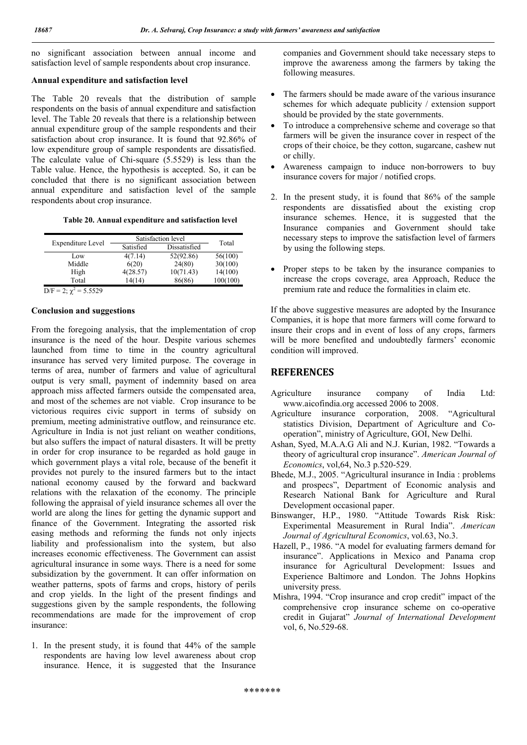no significant association between annual income and satisfaction level of sample respondents about crop insurance.

### Annual expenditure and satisfaction level

The Table 20 reveals that the distribution of sample respondents on the basis of annual expenditure and satisfaction level. The Table 20 reveals that there is a relationship between annual expenditure group of the sample respondents and their satisfaction about crop insurance. It is found that 92.86% of low expenditure group of sample respondents are dissatisfied. The calculate value of Chi-square (5.5529) is less than the Table value. Hence, the hypothesis is accepted. So, it can be concluded that there is no significant association between annual expenditure and satisfaction level of the sample respondents about crop insurance.

**Table 20. Annual expenditure and satisfaction level**

| Expenditure Level | Satisfaction level | | Total |
|---|---|---|---|
| | Satisfied | Dissatisfied | |
| Low | 4(7.14) | 52(92.86) | 56(100) |
| Middle | 6(20) | 24(80) | 30(100) |
| High | 4(28.57) | 10(71.43) | 14(100) |
| Total | 14(14) | 86(86) | 100(100) |

D/F = 2; $\chi^2 = 5.5529$

### Conclusion and suggestions

From the foregoing analysis, that the implementation of crop insurance is the need of the hour. Despite various schemes launched from time to time in the country agricultural insurance has served very limited purpose. The coverage in terms of area, number of farmers and value of agricultural output is very small, payment of indemnity based on area approach miss affected farmers outside the compensated area, and most of the schemes are not viable. Crop insurance to be victorious requires civic support in terms of subsidy on premium, meeting administrative outflow, and reinsurance etc. Agriculture in India is not just reliant on weather conditions, but also suffers the impact of natural disasters. It will be pretty in order for crop insurance to be regarded as hold gauge in which government plays a vital role, because of the benefit it provides not purely to the insured farmers but to the intact national economy caused by the forward and backward relations with the relaxation of the economy. The principle following the appraisal of yield insurance schemes all over the world are along the lines for getting the dynamic support and finance of the Government. Integrating the assorted risk easing methods and reforming the funds not only injects liability and professionalism into the system, but also increases economic effectiveness. The Government can assist agricultural insurance in some ways. There is a need for some subsidization by the government. It can offer information on weather patterns, spots of farms and crops, history of perils and crop yields. In the light of the present findings and suggestions given by the sample respondents, the following recommendations are made for the improvement of crop insurance:

1. In the present study, it is found that 44% of the sample respondents are having low level awareness about crop insurance. Hence, it is suggested that the Insurance companies and Government should take necessary steps to improve the awareness among the farmers by taking the following measures.

- The farmers should be made aware of the various insurance schemes for which adequate publicity / extension support should be provided by the state governments.
- To introduce a comprehensive scheme and coverage so that farmers will be given the insurance cover in respect of the crops of their choice, be they cotton, sugarcane, cashew nut or chilly.
- Awareness campaign to induce non-borrowers to buy insurance covers for major / notified crops.

2. In the present study, it is found that 86% of the sample respondents are dissatisfied about the existing crop insurance schemes. Hence, it is suggested that the Insurance companies and Government should take necessary steps to improve the satisfaction level of farmers by using the following steps.

- Proper steps to be taken by the insurance companies to increase the crops coverage, area Approach, Reduce the premium rate and reduce the formalities in claim etc.

If the above suggestive measures are adopted by the Insurance Companies, it is hope that more farmers will come forward to insure their crops and in event of loss of any crops, farmers will be more benefited and undoubtedly farmers' economic condition will improved.

## REFERENCES

Agriculture insurance company of India Ltd: www.aicofindia.org accessed 2006 to 2008.

Agriculture insurance corporation, 2008. "Agricultural statistics Division, Department of Agriculture and Co-operation", ministry of Agriculture, GOI, New Delhi.

Ashan, Syed, M.A.A.G Ali and N.J. Kurian, 1982. "Towards a theory of agricultural crop insurance". *American Journal of Economics*, vol,64, No.3 p.520-529.

Bhede, M.J., 2005. "Agricultural insurance in India : problems and prospects", Department of Economic analysis and Research National Bank for Agriculture and Rural Development occasional paper.

Binswanger, H.P., 1980. "Attitude Towards Risk Risk: Experimental Measurement in Rural India". *American Journal of Agricultural Economics*, vol.63, No.3.

Hazell, P., 1986. "A model for evaluating farmers demand for insurance". Applications in Mexico and Panama crop insurance for Agricultural Development: Issues and Experience Baltimore and London. The Johns Hopkins university press.

Mishra, 1994. "Crop insurance and crop credit" impact of the comprehensive crop insurance scheme on co-operative credit in Gujarat" *Journal of International Development* vol, 6, No.529-68.

*******